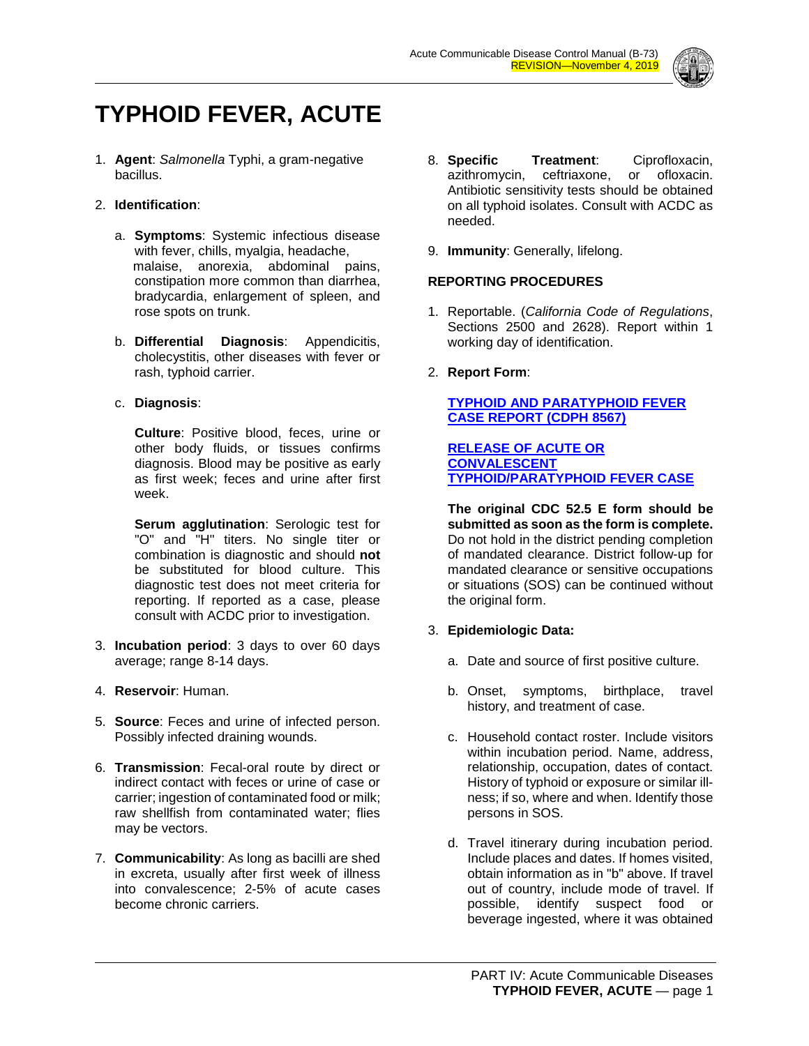# TYPHOID FEVER, ACUTE

1. **Agent**: *Salmonella* Typhi, a gram-negative bacillus.

2. **Identification**:

   a. **Symptoms**: Systemic infectious disease with fever, chills, myalgia, headache, malaise, anorexia, abdominal pains, constipation more common than diarrhea, bradycardia, enlargement of spleen, and rose spots on trunk.

   b. **Differential Diagnosis**: Appendicitis, cholecystitis, other diseases with fever or rash, typhoid carrier.

   c. **Diagnosis**:

      **Culture**: Positive blood, feces, urine or other body fluids, or tissues confirms diagnosis. Blood may be positive as early as first week; feces and urine after first week.

      **Serum agglutination**: Serologic test for "O" and "H" titers. No single titer or combination is diagnostic and should **not** be substituted for blood culture. This diagnostic test does not meet criteria for reporting. If reported as a case, please consult with ACDC prior to investigation.

3. **Incubation period**: 3 days to over 60 days average; range 8-14 days.

4. **Reservoir**: Human.

5. **Source**: Feces and urine of infected person. Possibly infected draining wounds.

6. **Transmission**: Fecal-oral route by direct or indirect contact with feces or urine of case or carrier; ingestion of contaminated food or milk; raw shellfish from contaminated water; flies may be vectors.

7. **Communicability**: As long as bacilli are shed in excreta, usually after first week of illness into convalescence; 2-5% of acute cases become chronic carriers.

8. **Specific Treatment**: Ciprofloxacin, azithromycin, ceftriaxone, or ofloxacin. Antibiotic sensitivity tests should be obtained on all typhoid isolates. Consult with ACDC as needed.

9. **Immunity**: Generally, lifelong.

## REPORTING PROCEDURES

1. Reportable. (*California Code of Regulations*, Sections 2500 and 2628). Report within 1 working day of identification.

2. **Report Form**:

   **TYPHOID AND PARATYPHOID FEVER CASE REPORT (CDPH 8567)**

   **RELEASE OF ACUTE OR CONVALESCENT TYPHOID/PARATYPHOID FEVER CASE**

   **The original CDC 52.5 E form should be submitted as soon as the form is complete.** Do not hold in the district pending completion of mandated clearance. District follow-up for mandated clearance or sensitive occupations or situations (SOS) can be continued without the original form.

3. **Epidemiologic Data:**

   a. Date and source of first positive culture.

   b. Onset, symptoms, birthplace, travel history, and treatment of case.

   c. Household contact roster. Include visitors within incubation period. Name, address, relationship, occupation, dates of contact. History of typhoid or exposure or similar illness; if so, where and when. Identify those persons in SOS.

   d. Travel itinerary during incubation period. Include places and dates. If homes visited, obtain information as in "b" above. If travel out of country, include mode of travel. If possible, identify suspect food or beverage ingested, where it was obtained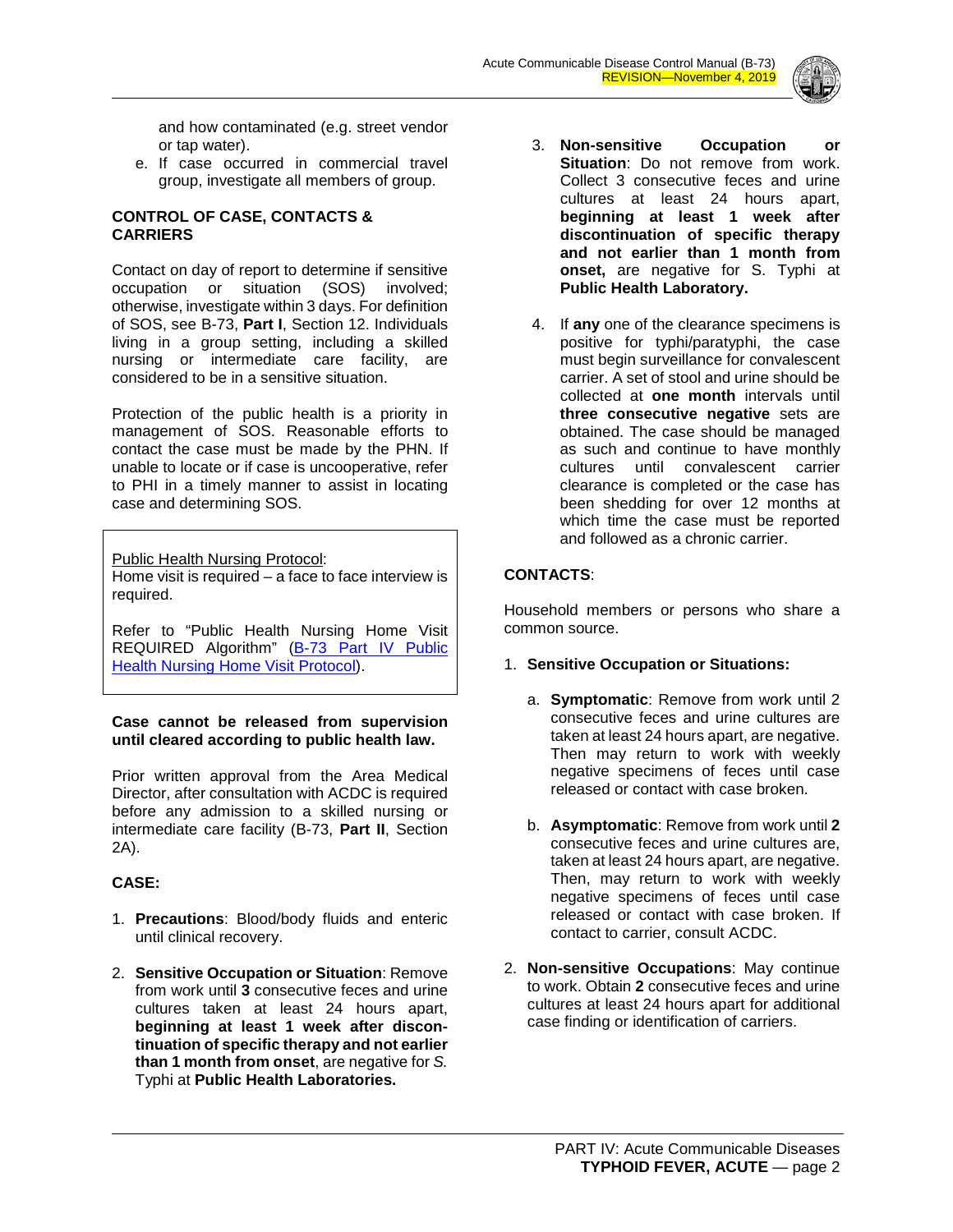and how contaminated (e.g. street vendor or tap water).

e. If case occurred in commercial travel group, investigate all members of group.

## CONTROL OF CASE, CONTACTS & CARRIERS

Contact on day of report to determine if sensitive occupation or situation (SOS) involved; otherwise, investigate within 3 days. For definition of SOS, see B-73, **Part I**, Section 12. Individuals living in a group setting, including a skilled nursing or intermediate care facility, are considered to be in a sensitive situation.

Protection of the public health is a priority in management of SOS. Reasonable efforts to contact the case must be made by the PHN. If unable to locate or if case is uncooperative, refer to PHI in a timely manner to assist in locating case and determining SOS.

> Public Health Nursing Protocol:
> Home visit is required – a face to face interview is required.
>
> Refer to "Public Health Nursing Home Visit REQUIRED Algorithm" ([B-73 Part IV Public Health Nursing Home Visit Protocol](B-73 Part IV Public Health Nursing Home Visit Protocol)).

**Case cannot be released from supervision until cleared according to public health law.**

Prior written approval from the Area Medical Director, after consultation with ACDC is required before any admission to a skilled nursing or intermediate care facility (B-73, **Part II**, Section 2A).

### CASE:

1. **Precautions**: Blood/body fluids and enteric until clinical recovery.

2. **Sensitive Occupation or Situation**: Remove from work until **3** consecutive feces and urine cultures taken at least 24 hours apart, **beginning at least 1 week after discontinuation of specific therapy and not earlier than 1 month from onset**, are negative for *S.* Typhi at **Public Health Laboratories.**

3. **Non-sensitive Occupation or Situation**: Do not remove from work. Collect 3 consecutive feces and urine cultures at least 24 hours apart, **beginning at least 1 week after discontinuation of specific therapy and not earlier than 1 month from onset,** are negative for S. Typhi at **Public Health Laboratory.**

4. If **any** one of the clearance specimens is positive for typhi/paratyphi, the case must begin surveillance for convalescent carrier. A set of stool and urine should be collected at **one month** intervals until **three consecutive negative** sets are obtained. The case should be managed as such and continue to have monthly cultures until convalescent carrier clearance is completed or the case has been shedding for over 12 months at which time the case must be reported and followed as a chronic carrier.

### CONTACTS:

Household members or persons who share a common source.

1. **Sensitive Occupation or Situations:**

   a. **Symptomatic**: Remove from work until 2 consecutive feces and urine cultures are taken at least 24 hours apart, are negative. Then may return to work with weekly negative specimens of feces until case released or contact with case broken.

   b. **Asymptomatic**: Remove from work until **2** consecutive feces and urine cultures are, taken at least 24 hours apart, are negative. Then, may return to work with weekly negative specimens of feces until case released or contact with case broken. If contact to carrier, consult ACDC.

2. **Non-sensitive Occupations**: May continue to work. Obtain **2** consecutive feces and urine cultures at least 24 hours apart for additional case finding or identification of carriers.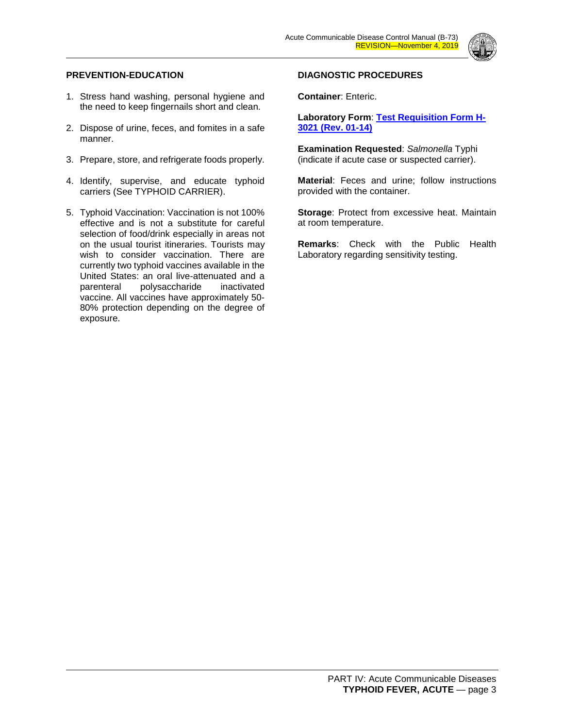## PREVENTION-EDUCATION

1. Stress hand washing, personal hygiene and the need to keep fingernails short and clean.

2. Dispose of urine, feces, and fomites in a safe manner.

3. Prepare, store, and refrigerate foods properly.

4. Identify, supervise, and educate typhoid carriers (See TYPHOID CARRIER).

5. Typhoid Vaccination: Vaccination is not 100% effective and is not a substitute for careful selection of food/drink especially in areas not on the usual tourist itineraries. Tourists may wish to consider vaccination. There are currently two typhoid vaccines available in the United States: an oral live-attenuated and a parenteral polysaccharide inactivated vaccine. All vaccines have approximately 50-80% protection depending on the degree of exposure.

## DIAGNOSTIC PROCEDURES

**Container**: Enteric.

**Laboratory Form**: **Test Requisition Form H-3021 (Rev. 01-14)**

**Examination Requested**: *Salmonella* Typhi (indicate if acute case or suspected carrier).

**Material**: Feces and urine; follow instructions provided with the container.

**Storage**: Protect from excessive heat. Maintain at room temperature.

**Remarks**: Check with the Public Health Laboratory regarding sensitivity testing.